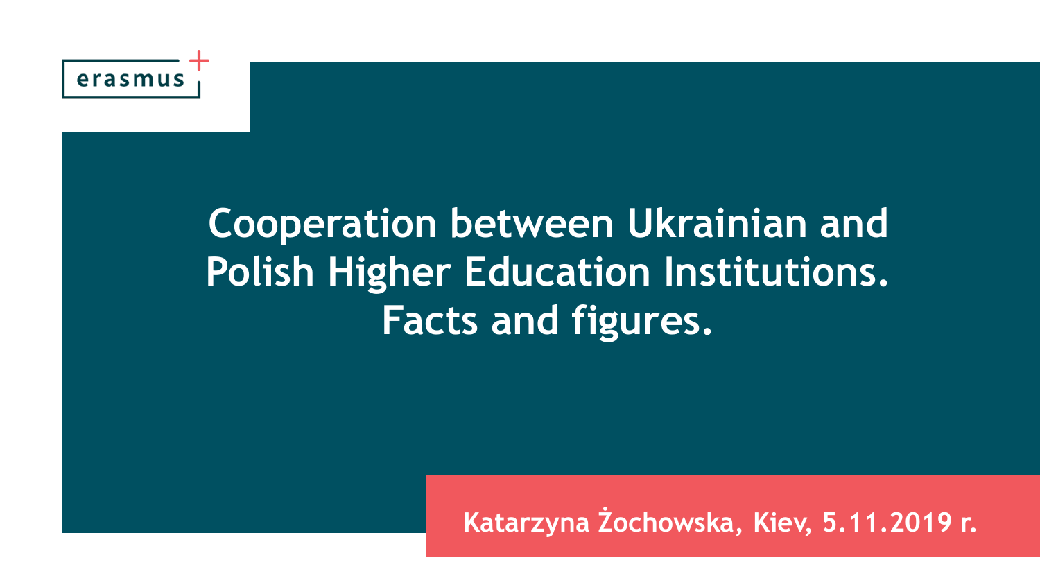erasmus+

# Cooperation between Ukrainian and Polish Higher Education Institutions. Facts and figures.

**Katarzyna Żochowska, Kiev, 5.11.2019 r.**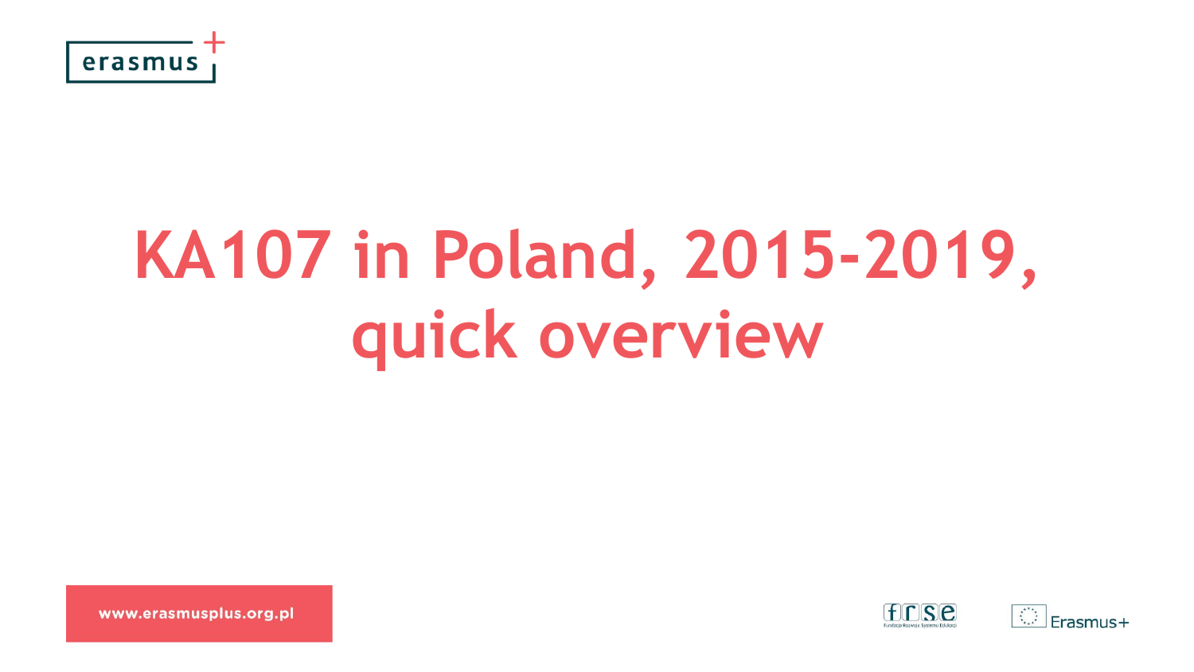# KA107 in Poland, 2015-2019, quick overview

www.erasmusplus.org.pl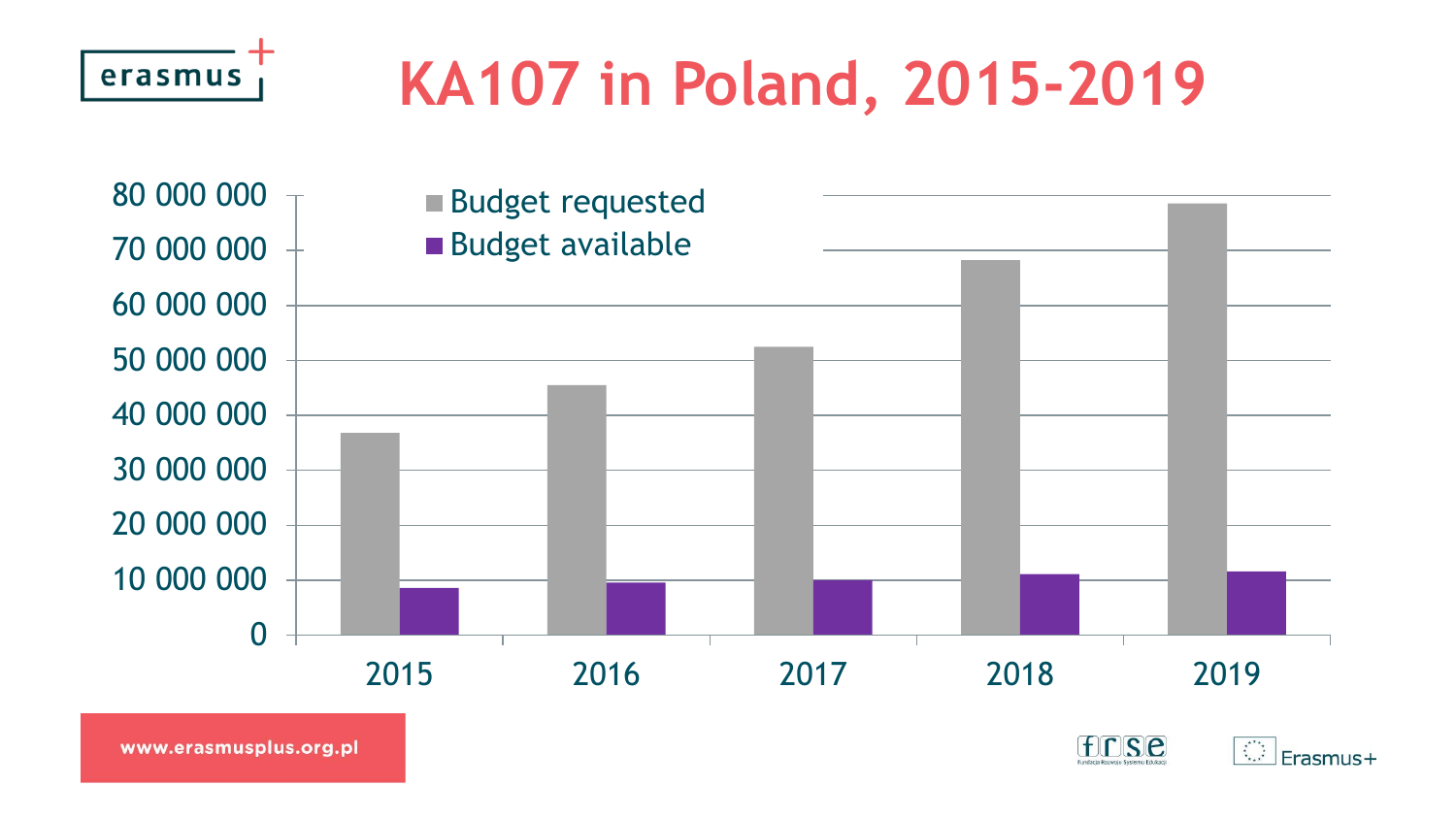# KA107 in Poland, 2015-2019

Budget requested

Budget available

80 000 000

70 000 000

60 000 000

50 000 000

40 000 000

30 000 000

20 000 000

10 000 000

0

2015 2016 2017 2018 2019

www.erasmusplus.org.pl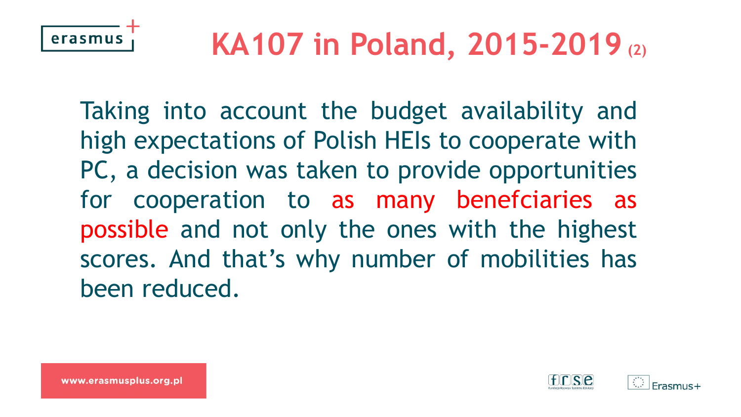# KA107 in Poland, 2015-2019 (2)

Taking into account the budget availability and high expectations of Polish HEIs to cooperate with PC, a decision was taken to provide opportunities for cooperation to as many benefciaries as possible and not only the ones with the highest scores. And that's why number of mobilities has been reduced.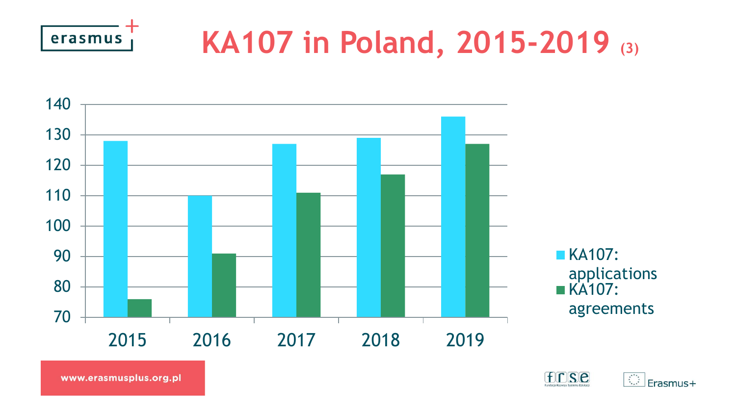# KA107 in Poland, 2015-2019 (3)

| | KA107: applications | KA107: agreements |
|---|---|---|
| 2015 | 128 | 76 |
| 2016 | 110 | 91 |
| 2017 | 127 | 111 |
| 2018 | 129 | 117 |
| 2019 | 136 | 127 |

www.erasmusplus.org.pl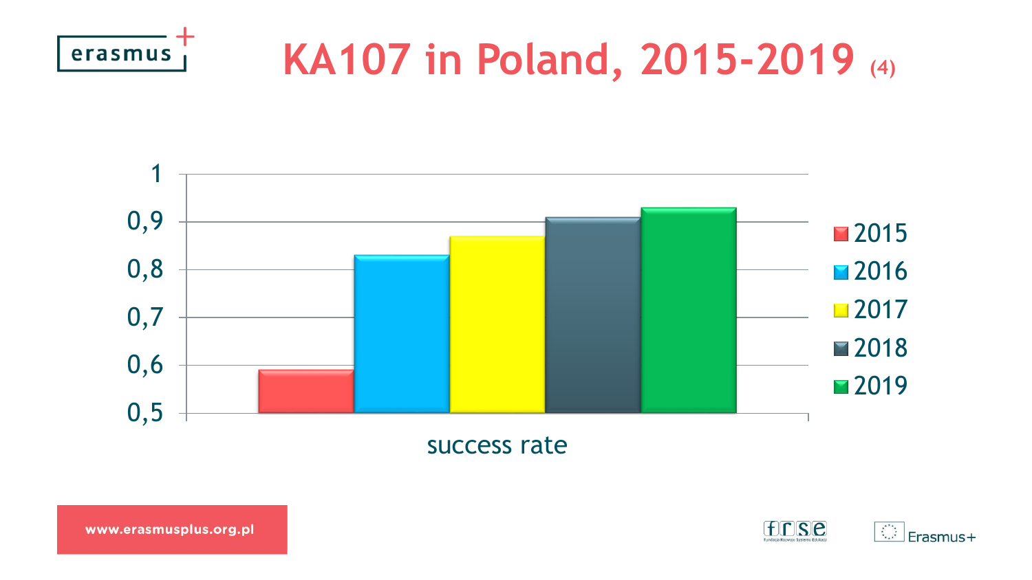# KA107 in Poland, 2015-2019 (4)

| | 2015 | 2016 | 2017 | 2018 | 2019 |
|---|---|---|---|---|---|
| success rate | 0,59 | 0,83 | 0,87 | 0,91 | 0,93 |

www.erasmusplus.org.pl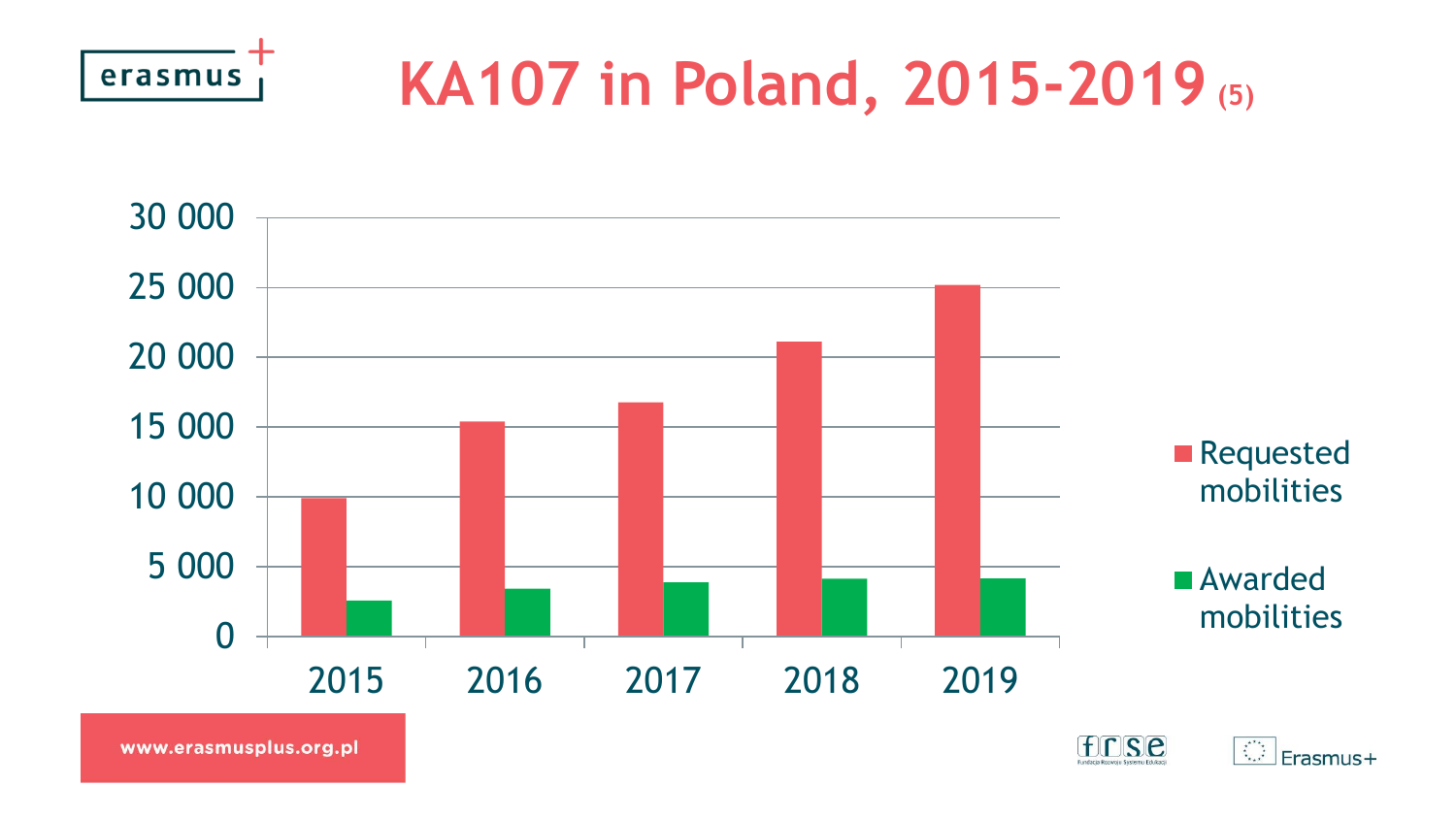# KA107 in Poland, 2015-2019 (5)

30 000
25 000
20 000
15 000
10 000
5 000
0

2015 2016 2017 2018 2019

Requested mobilities

Awarded mobilities

www.erasmusplus.org.pl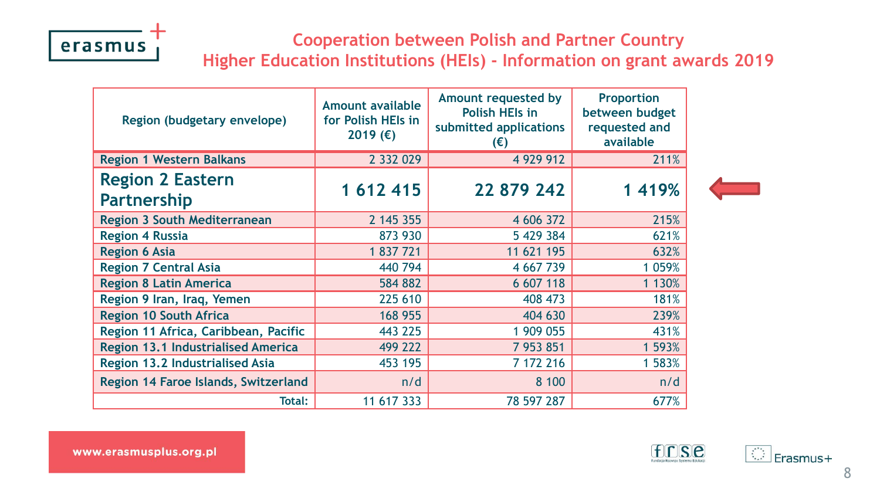## Cooperation between Polish and Partner Country Higher Education Institutions (HEIs) - Information on grant awards 2019

| Region (budgetary envelope) | Amount available for Polish HEIs in 2019 (€) | Amount requested by Polish HEIs in submitted applications (€) | Proportion between budget requested and available |
|---|---|---|---|
| Region 1 Western Balkans | 2 332 029 | 4 929 912 | 211% |
| **Region 2 Eastern Partnership** | **1 612 415** | **22 879 242** | **1 419%** |
| Region 3 South Mediterranean | 2 145 355 | 4 606 372 | 215% |
| Region 4 Russia | 873 930 | 5 429 384 | 621% |
| Region 6 Asia | 1 837 721 | 11 621 195 | 632% |
| Region 7 Central Asia | 440 794 | 4 667 739 | 1 059% |
| Region 8 Latin America | 584 882 | 6 607 118 | 1 130% |
| Region 9 Iran, Iraq, Yemen | 225 610 | 408 473 | 181% |
| Region 10 South Africa | 168 955 | 404 630 | 239% |
| Region 11 Africa, Caribbean, Pacific | 443 225 | 1 909 055 | 431% |
| Region 13.1 Industrialised America | 499 222 | 7 953 851 | 1 593% |
| Region 13.2 Industrialised Asia | 453 195 | 7 172 216 | 1 583% |
| Region 14 Faroe Islands, Switzerland | n/d | 8 100 | n/d |
| Total: | 11 617 333 | 78 597 287 | 677% |

www.erasmusplus.org.pl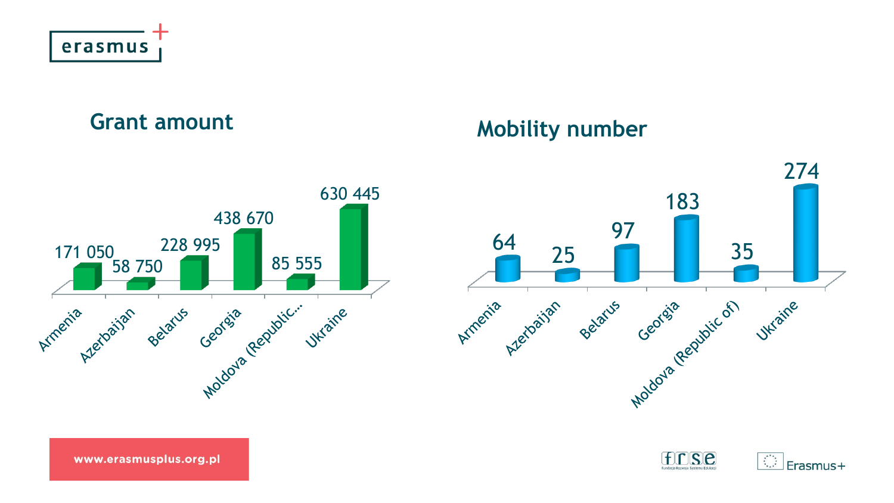## Grant amount

| Country | Grant amount |
| --- | --- |
| Armenia | 171 050 |
| Azerbaijan | 58 750 |
| Belarus | 228 995 |
| Georgia | 438 670 |
| Moldova (Republic... | 85 555 |
| Ukraine | 630 445 |

## Mobility number

| Country | Mobility number |
| --- | --- |
| Armenia | 64 |
| Azerbaijan | 25 |
| Belarus | 97 |
| Georgia | 183 |
| Moldova (Republic of) | 35 |
| Ukraine | 274 |

www.erasmusplus.org.pl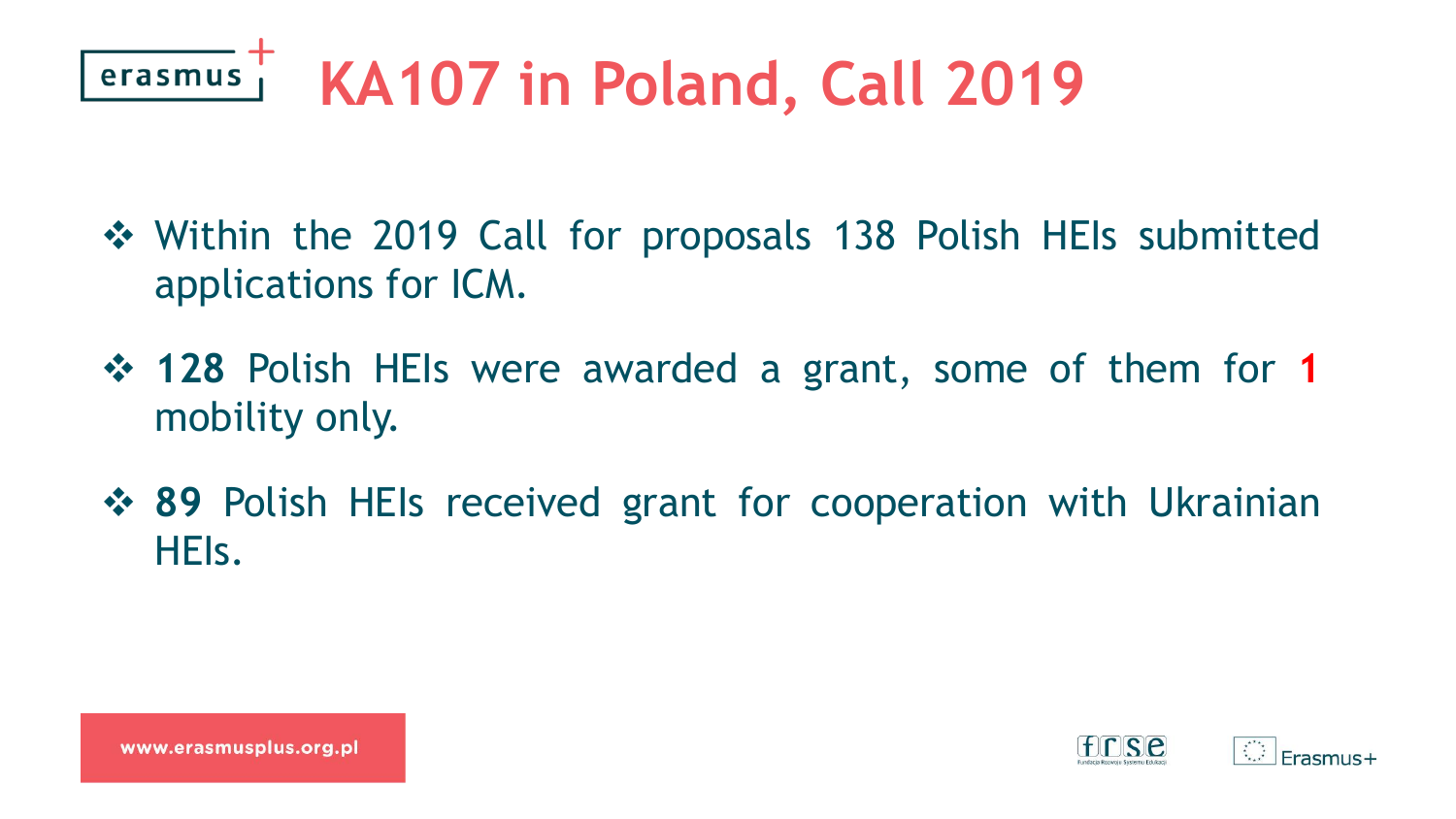# KA107 in Poland, Call 2019

- Within the 2019 Call for proposals 138 Polish HEIs submitted applications for ICM.
- **128** Polish HEIs were awarded a grant, some of them for **1** mobility only.
- **89** Polish HEIs received grant for cooperation with Ukrainian HEIs.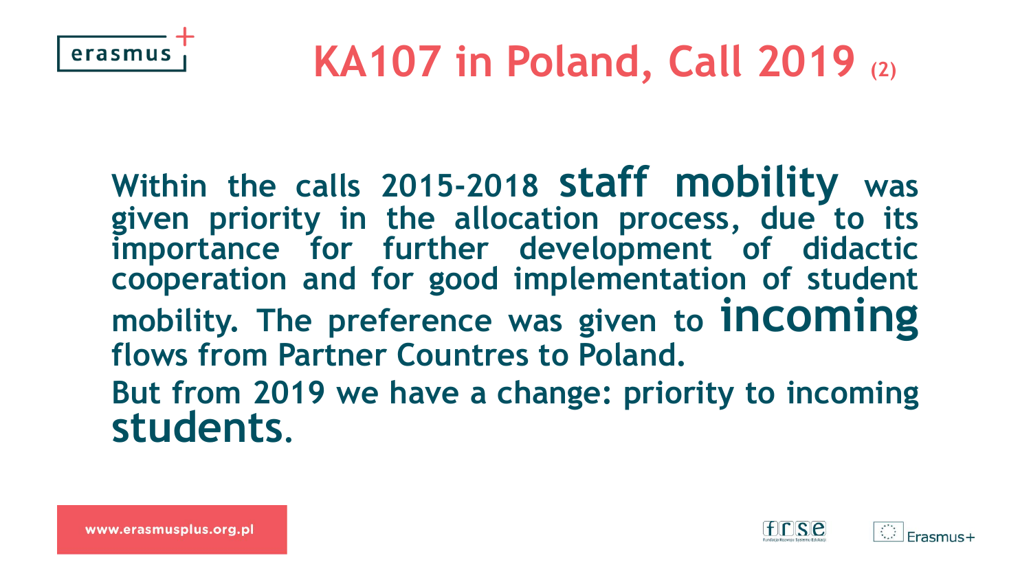# KA107 in Poland, Call 2019 (2)

**Within the calls 2015-2018 staff mobility was given priority in the allocation process, due to its importance for further development of didactic cooperation and for good implementation of student mobility. The preference was given to incoming flows from Partner Countres to Poland.**

**But from 2019 we have a change: priority to incoming students.**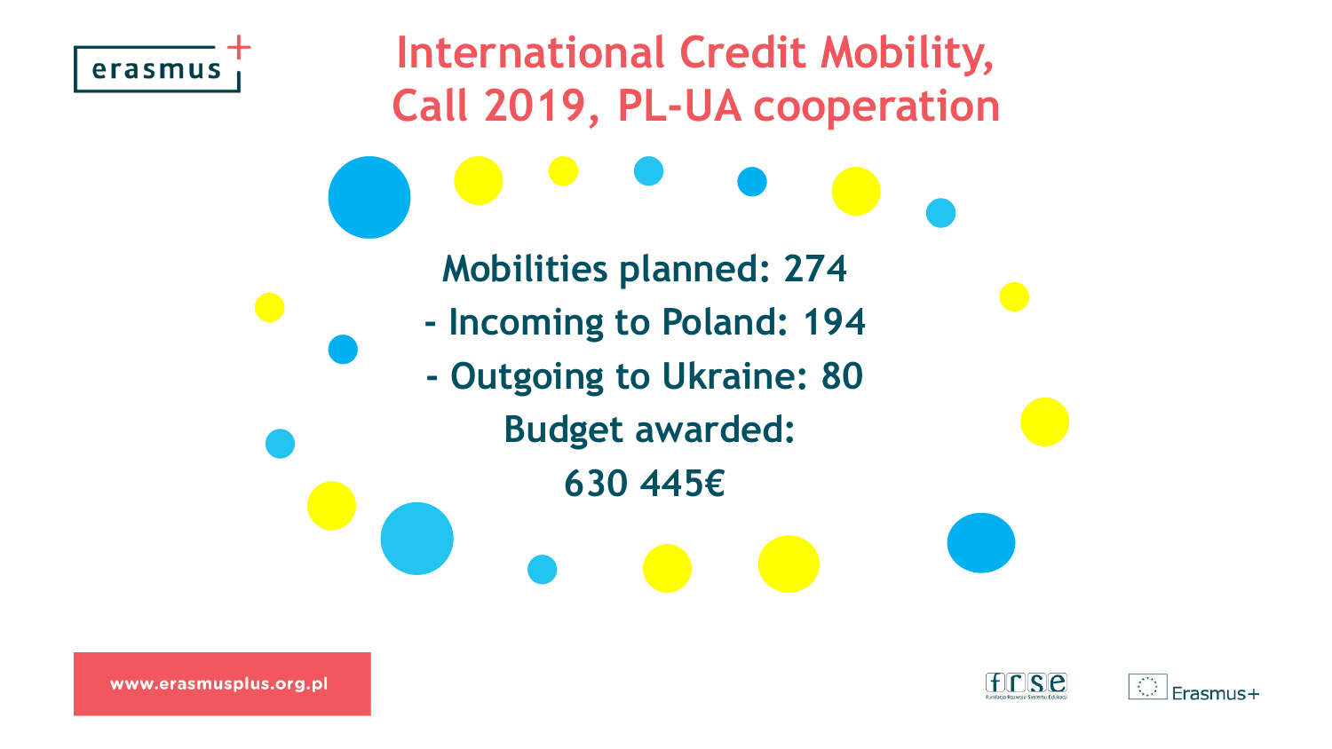# International Credit Mobility, Call 2019, PL-UA cooperation

**Mobilities planned: 274**

**- Incoming to Poland: 194**

**- Outgoing to Ukraine: 80**

**Budget awarded:**

**630 445€**

www.erasmusplus.org.pl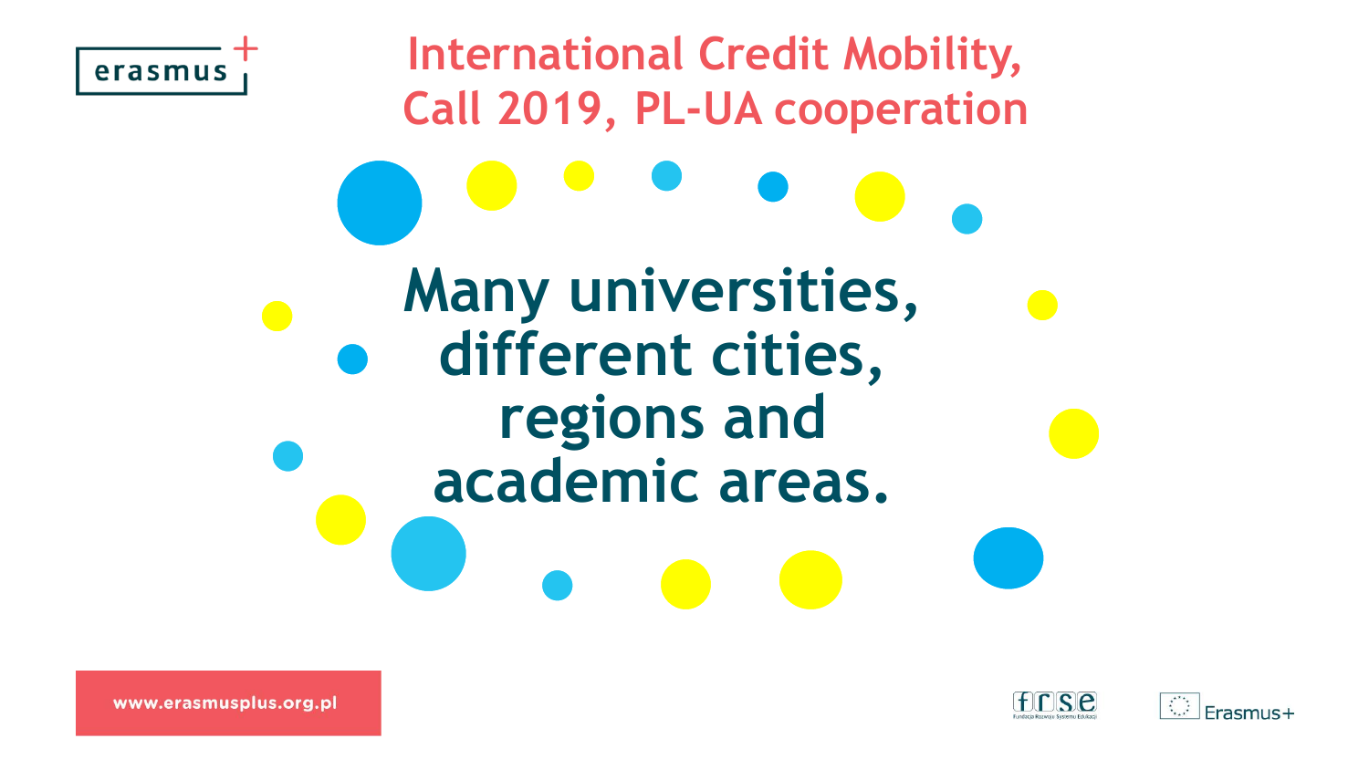# International Credit Mobility, Call 2019, PL-UA cooperation

**Many universities, different cities, regions and academic areas.**

www.erasmusplus.org.pl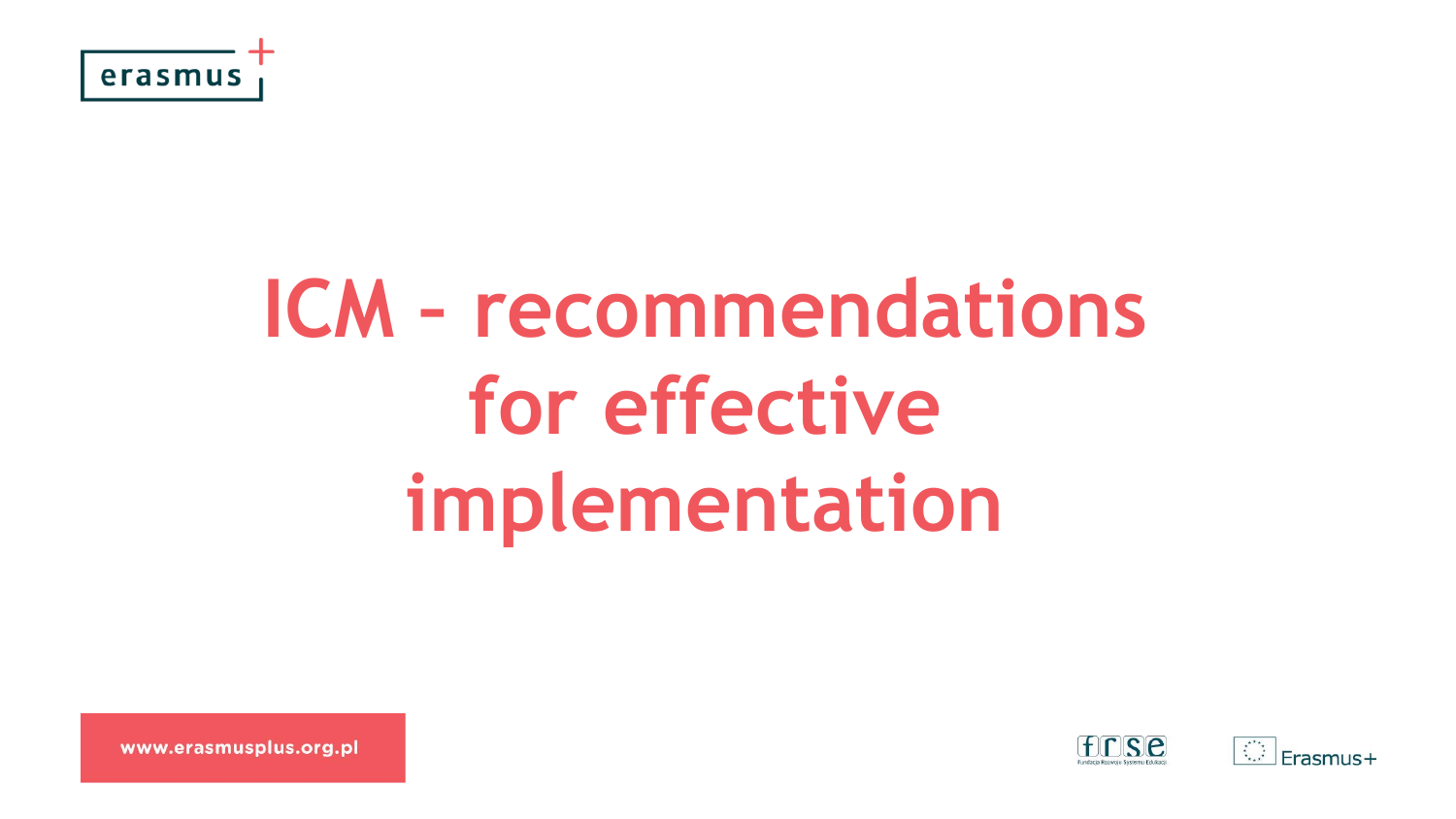# ICM - recommendations for effective implementation

www.erasmusplus.org.pl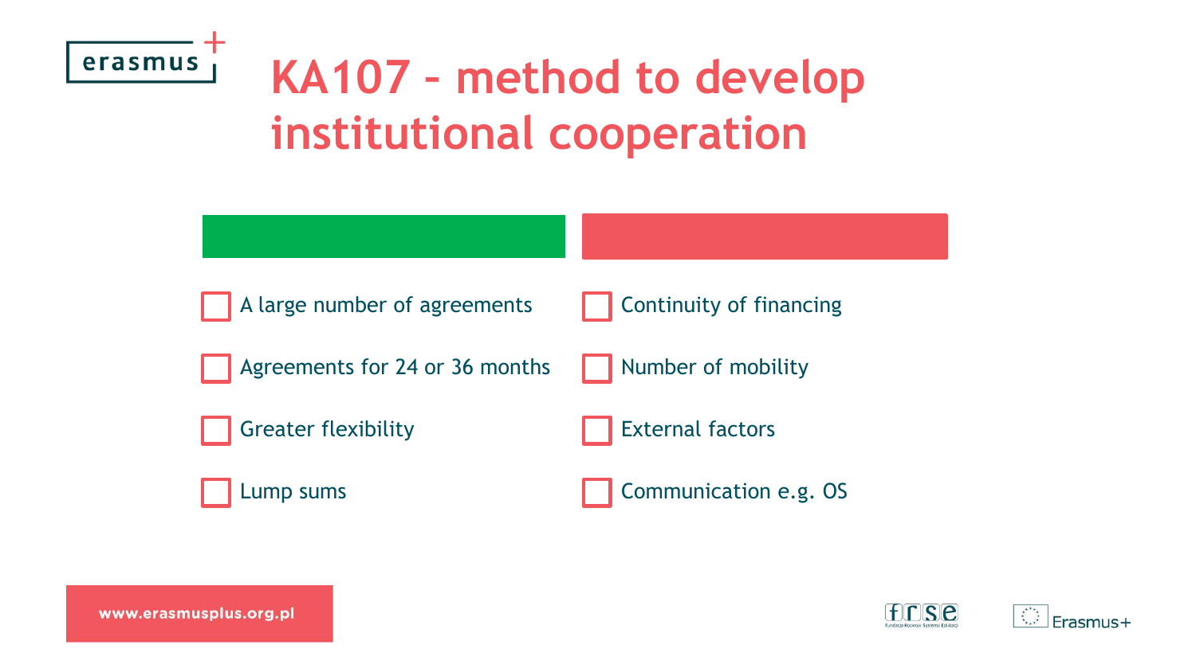# KA107 - method to develop institutional cooperation

| | |
|---|---|
| A large number of agreements | Continuity of financing |
| Agreements for 24 or 36 months | Number of mobility |
| Greater flexibility | External factors |
| Lump sums | Communication e.g. OS |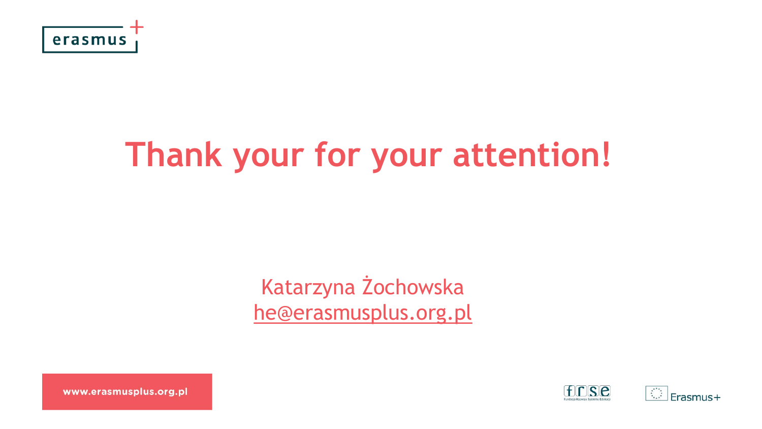erasmus+

# Thank your for your attention!

Katarzyna Żochowska
he@erasmusplus.org.pl

www.erasmusplus.org.pl

frse Fundacja Rozwoju Systemu Edukacji

Erasmus+